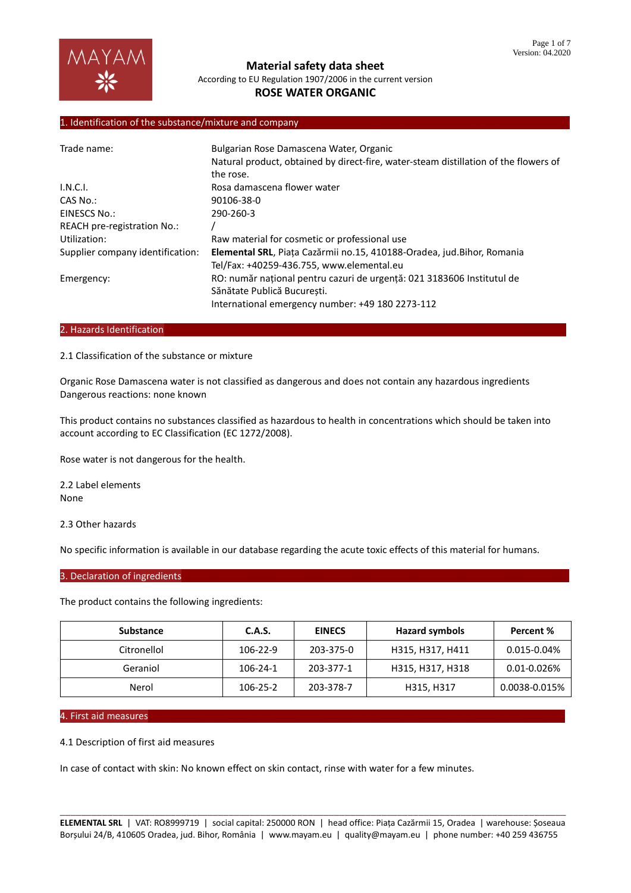# Material safety data sheet

According to EU Regulation 1907/2006 in the current version

**ROSE WATER ORGANIC**

## 1. Identification of the substance/mixture and company

| | |
|---|---|
| Trade name: | Bulgarian Rose Damascena Water, Organic<br>Natural product, obtained by direct-fire, water-steam distillation of the flowers of the rose. |
| I.N.C.I. | Rosa damascena flower water |
| CAS No.: | 90106-38-0 |
| EINESCS No.: | 290-260-3 |
| REACH pre-registration No.: | / |
| Utilization: | Raw material for cosmetic or professional use |
| Supplier company identification: | **Elemental SRL**, Piața Cazărmii no.15, 410188-Oradea, jud.Bihor, Romania<br>Tel/Fax: +40259-436.755, www.elemental.eu |
| Emergency: | RO: număr național pentru cazuri de urgență: 021 3183606 Institutul de Sănătate Publică București.<br>International emergency number: +49 180 2273-112 |

## 2. Hazards Identification

2.1 Classification of the substance or mixture

Organic Rose Damascena water is not classified as dangerous and does not contain any hazardous ingredients
Dangerous reactions: none known

This product contains no substances classified as hazardous to health in concentrations which should be taken into account according to EC Classification (EC 1272/2008).

Rose water is not dangerous for the health.

2.2 Label elements
None

2.3 Other hazards

No specific information is available in our database regarding the acute toxic effects of this material for humans.

## 3. Declaration of ingredients

The product contains the following ingredients:

| Substance | C.A.S. | EINECS | Hazard symbols | Percent % |
|---|---|---|---|---|
| Citronellol | 106-22-9 | 203-375-0 | H315, H317, H411 | 0.015-0.04% |
| Geraniol | 106-24-1 | 203-377-1 | H315, H317, H318 | 0.01-0.026% |
| Nerol | 106-25-2 | 203-378-7 | H315, H317 | 0.0038-0.015% |

## 4. First aid measures

4.1 Description of first aid measures

In case of contact with skin: No known effect on skin contact, rinse with water for a few minutes.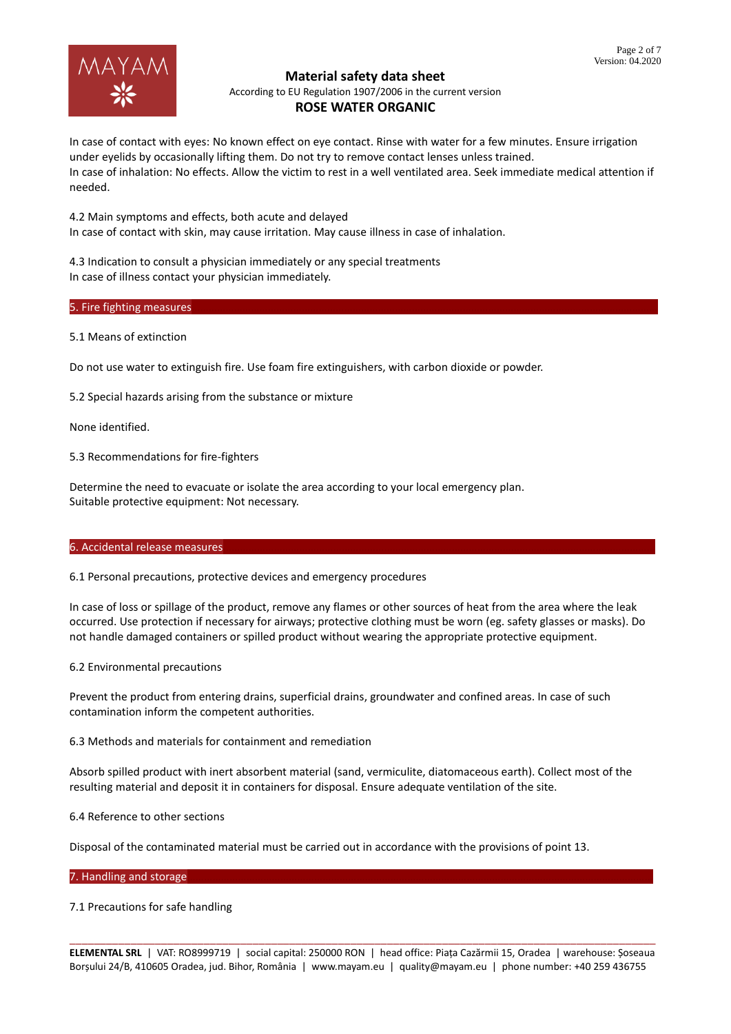In case of contact with eyes: No known effect on eye contact. Rinse with water for a few minutes. Ensure irrigation under eyelids by occasionally lifting them. Do not try to remove contact lenses unless trained.
In case of inhalation: No effects. Allow the victim to rest in a well ventilated area. Seek immediate medical attention if needed.

4.2 Main symptoms and effects, both acute and delayed
In case of contact with skin, may cause irritation. May cause illness in case of inhalation.

4.3 Indication to consult a physician immediately or any special treatments
In case of illness contact your physician immediately.

## 5. Fire fighting measures

5.1 Means of extinction

Do not use water to extinguish fire. Use foam fire extinguishers, with carbon dioxide or powder.

5.2 Special hazards arising from the substance or mixture

None identified.

5.3 Recommendations for fire-fighters

Determine the need to evacuate or isolate the area according to your local emergency plan.
Suitable protective equipment: Not necessary.

## 6. Accidental release measures

6.1 Personal precautions, protective devices and emergency procedures

In case of loss or spillage of the product, remove any flames or other sources of heat from the area where the leak occurred. Use protection if necessary for airways; protective clothing must be worn (eg. safety glasses or masks). Do not handle damaged containers or spilled product without wearing the appropriate protective equipment.

6.2 Environmental precautions

Prevent the product from entering drains, superficial drains, groundwater and confined areas. In case of such contamination inform the competent authorities.

6.3 Methods and materials for containment and remediation

Absorb spilled product with inert absorbent material (sand, vermiculite, diatomaceous earth). Collect most of the resulting material and deposit it in containers for disposal. Ensure adequate ventilation of the site.

6.4 Reference to other sections

Disposal of the contaminated material must be carried out in accordance with the provisions of point 13.

## 7. Handling and storage

7.1 Precautions for safe handling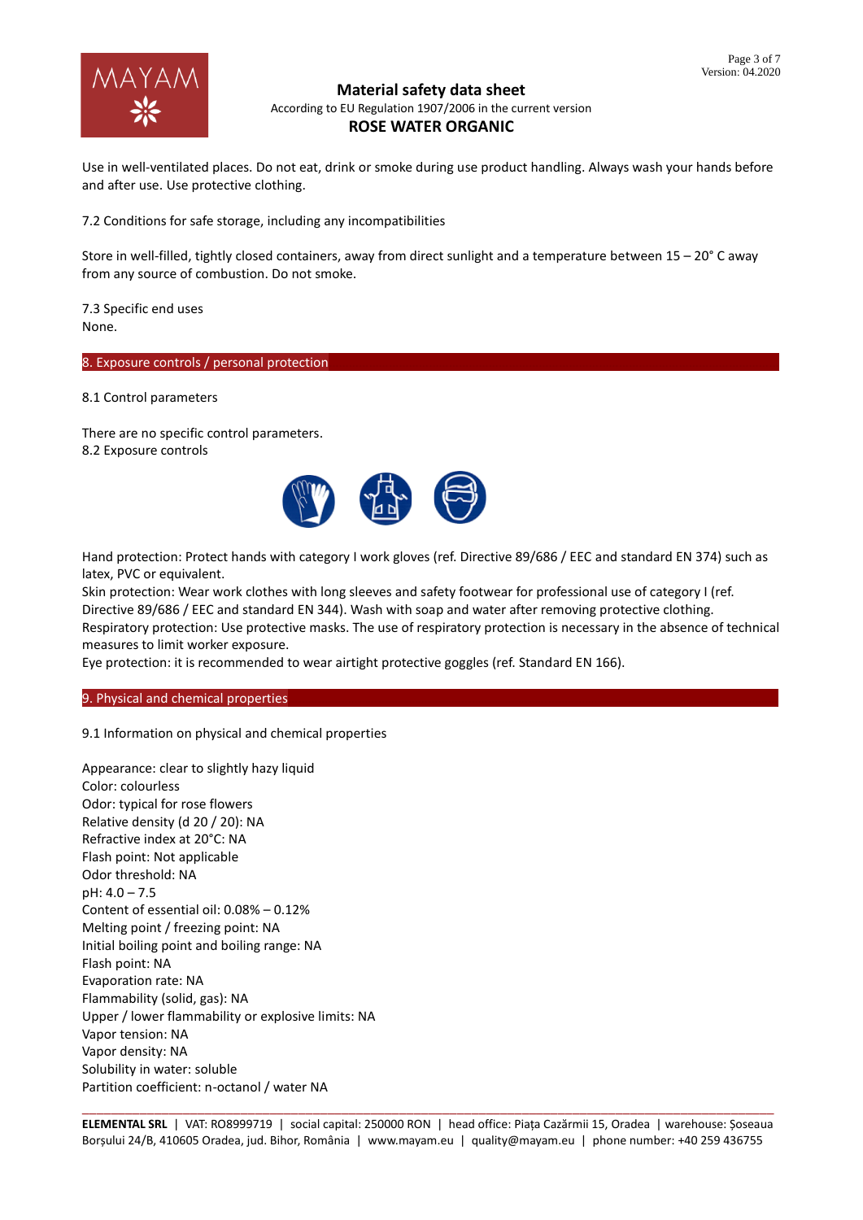Use in well-ventilated places. Do not eat, drink or smoke during use product handling. Always wash your hands before and after use. Use protective clothing.

7.2 Conditions for safe storage, including any incompatibilities

Store in well-filled, tightly closed containers, away from direct sunlight and a temperature between 15 – 20° C away from any source of combustion. Do not smoke.

7.3 Specific end uses
None.

## 8. Exposure controls / personal protection

8.1 Control parameters

There are no specific control parameters.
8.2 Exposure controls

Hand protection: Protect hands with category I work gloves (ref. Directive 89/686 / EEC and standard EN 374) such as latex, PVC or equivalent.
Skin protection: Wear work clothes with long sleeves and safety footwear for professional use of category I (ref. Directive 89/686 / EEC and standard EN 344). Wash with soap and water after removing protective clothing.
Respiratory protection: Use protective masks. The use of respiratory protection is necessary in the absence of technical measures to limit worker exposure.
Eye protection: it is recommended to wear airtight protective goggles (ref. Standard EN 166).

## 9. Physical and chemical properties

9.1 Information on physical and chemical properties

Appearance: clear to slightly hazy liquid
Color: colourless
Odor: typical for rose flowers
Relative density (d 20 / 20): NA
Refractive index at 20°C: NA
Flash point: Not applicable
Odor threshold: NA
pH: 4.0 – 7.5
Content of essential oil: 0.08% – 0.12%
Melting point / freezing point: NA
Initial boiling point and boiling range: NA
Flash point: NA
Evaporation rate: NA
Flammability (solid, gas): NA
Upper / lower flammability or explosive limits: NA
Vapor tension: NA
Vapor density: NA
Solubility in water: soluble
Partition coefficient: n-octanol / water NA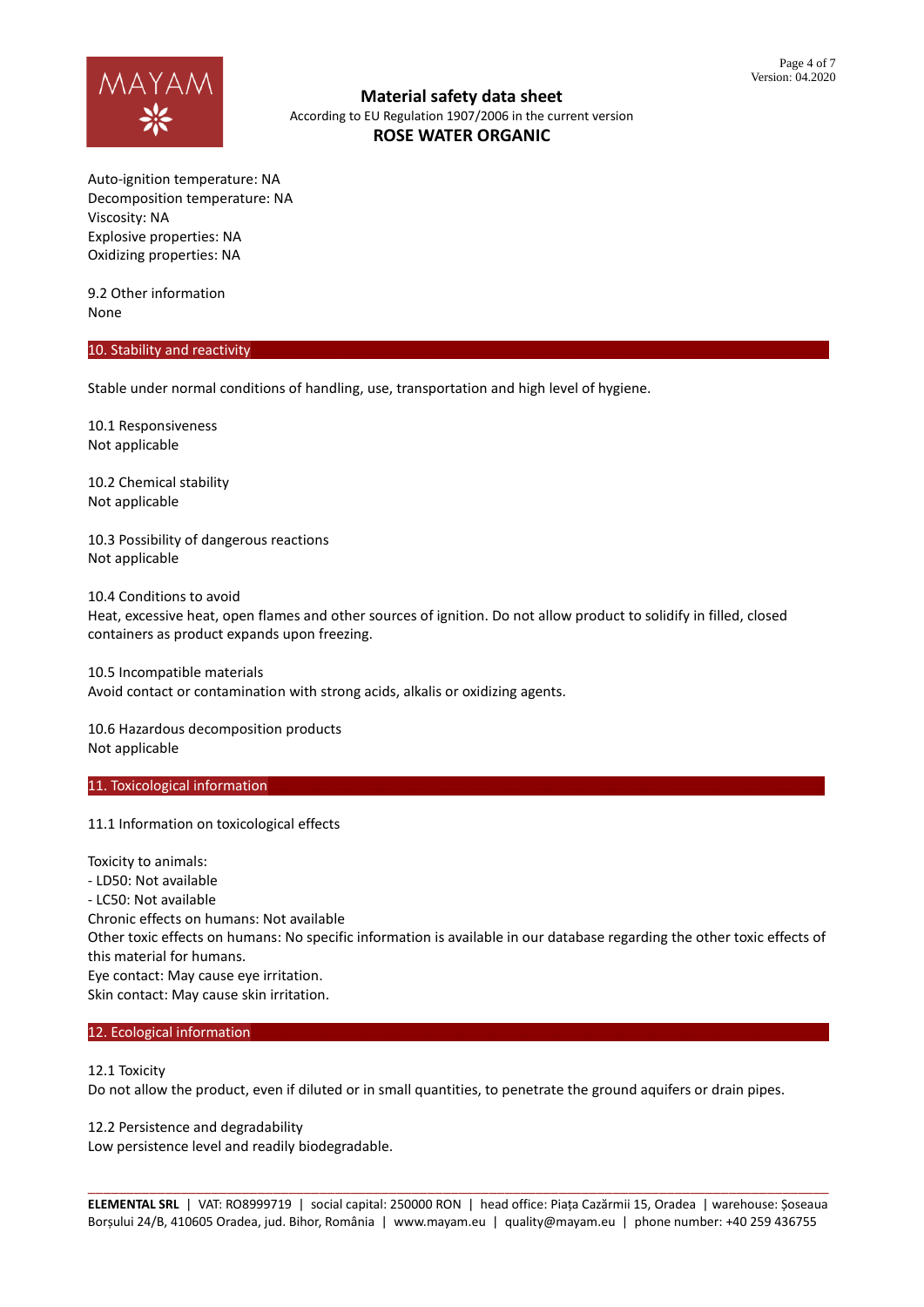Auto-ignition temperature: NA
Decomposition temperature: NA
Viscosity: NA
Explosive properties: NA
Oxidizing properties: NA

9.2 Other information
None

## 10. Stability and reactivity

Stable under normal conditions of handling, use, transportation and high level of hygiene.

10.1 Responsiveness
Not applicable

10.2 Chemical stability
Not applicable

10.3 Possibility of dangerous reactions
Not applicable

10.4 Conditions to avoid
Heat, excessive heat, open flames and other sources of ignition. Do not allow product to solidify in filled, closed containers as product expands upon freezing.

10.5 Incompatible materials
Avoid contact or contamination with strong acids, alkalis or oxidizing agents.

10.6 Hazardous decomposition products
Not applicable

## 11. Toxicological information

11.1 Information on toxicological effects

Toxicity to animals:
- LD50: Not available
- LC50: Not available

Chronic effects on humans: Not available
Other toxic effects on humans: No specific information is available in our database regarding the other toxic effects of this material for humans.
Eye contact: May cause eye irritation.
Skin contact: May cause skin irritation.

## 12. Ecological information

12.1 Toxicity
Do not allow the product, even if diluted or in small quantities, to penetrate the ground aquifers or drain pipes.

12.2 Persistence and degradability
Low persistence level and readily biodegradable.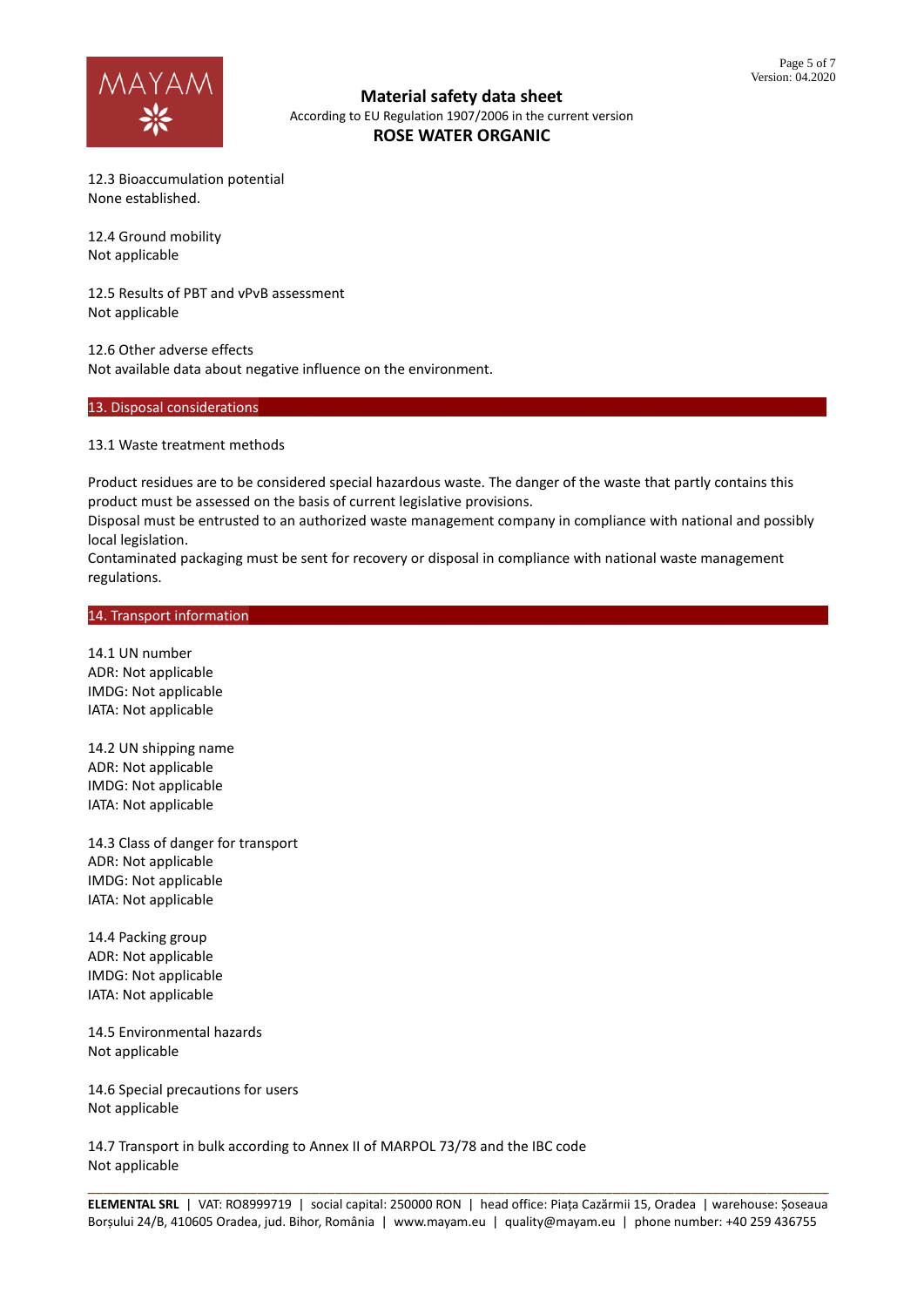12.3 Bioaccumulation potential
None established.

12.4 Ground mobility
Not applicable

12.5 Results of PBT and vPvB assessment
Not applicable

12.6 Other adverse effects
Not available data about negative influence on the environment.

## 13. Disposal considerations

13.1 Waste treatment methods

Product residues are to be considered special hazardous waste. The danger of the waste that partly contains this product must be assessed on the basis of current legislative provisions.
Disposal must be entrusted to an authorized waste management company in compliance with national and possibly local legislation.
Contaminated packaging must be sent for recovery or disposal in compliance with national waste management regulations.

## 14. Transport information

14.1 UN number
ADR: Not applicable
IMDG: Not applicable
IATA: Not applicable

14.2 UN shipping name
ADR: Not applicable
IMDG: Not applicable
IATA: Not applicable

14.3 Class of danger for transport
ADR: Not applicable
IMDG: Not applicable
IATA: Not applicable

14.4 Packing group
ADR: Not applicable
IMDG: Not applicable
IATA: Not applicable

14.5 Environmental hazards
Not applicable

14.6 Special precautions for users
Not applicable

14.7 Transport in bulk according to Annex II of MARPOL 73/78 and the IBC code
Not applicable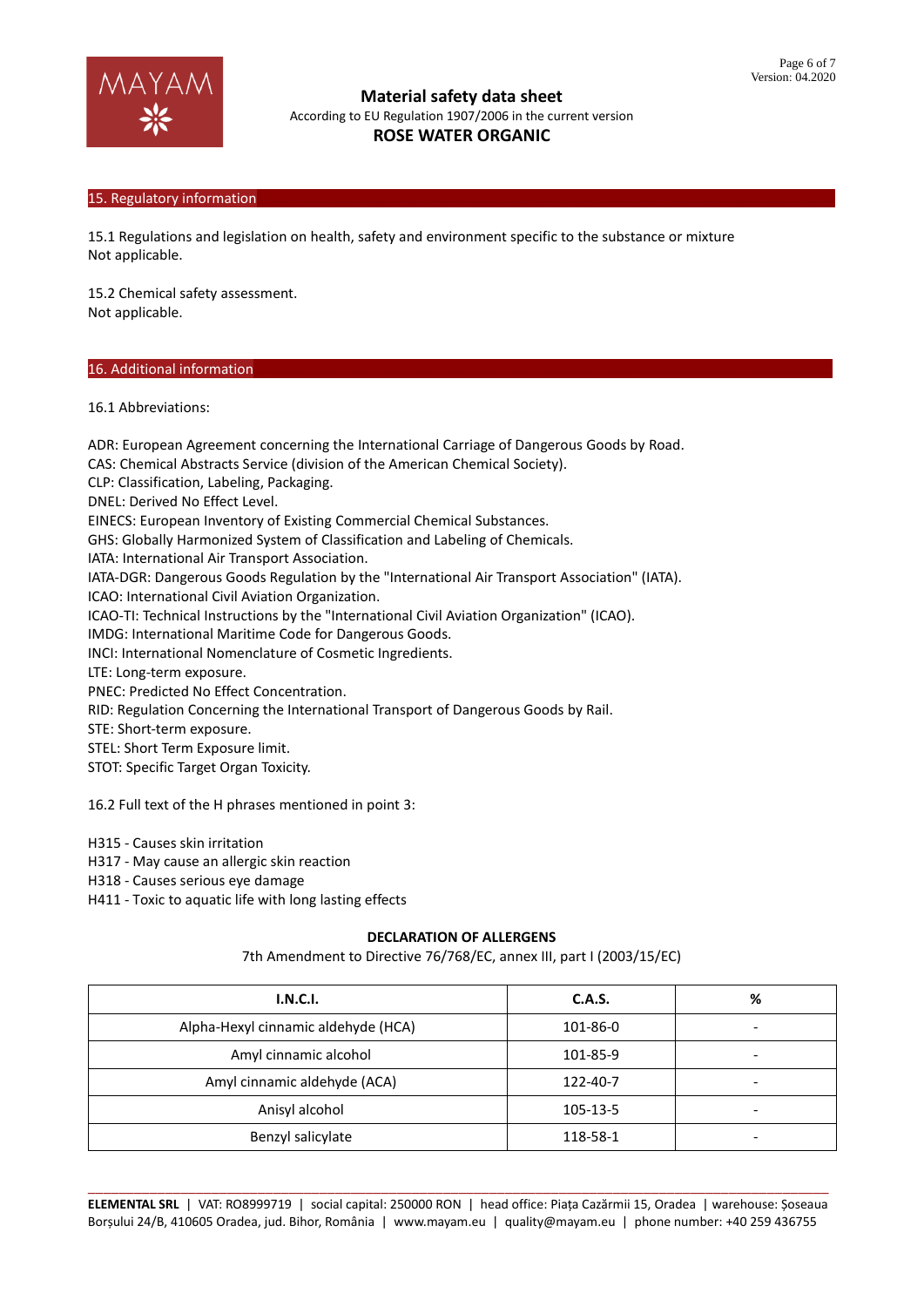## 15. Regulatory information

15.1 Regulations and legislation on health, safety and environment specific to the substance or mixture
Not applicable.

15.2 Chemical safety assessment.
Not applicable.

## 16. Additional information

16.1 Abbreviations:

ADR: European Agreement concerning the International Carriage of Dangerous Goods by Road.
CAS: Chemical Abstracts Service (division of the American Chemical Society).
CLP: Classification, Labeling, Packaging.
DNEL: Derived No Effect Level.
EINECS: European Inventory of Existing Commercial Chemical Substances.
GHS: Globally Harmonized System of Classification and Labeling of Chemicals.
IATA: International Air Transport Association.
IATA-DGR: Dangerous Goods Regulation by the "International Air Transport Association" (IATA).
ICAO: International Civil Aviation Organization.
ICAO-TI: Technical Instructions by the "International Civil Aviation Organization" (ICAO).
IMDG: International Maritime Code for Dangerous Goods.
INCI: International Nomenclature of Cosmetic Ingredients.
LTE: Long-term exposure.
PNEC: Predicted No Effect Concentration.
RID: Regulation Concerning the International Transport of Dangerous Goods by Rail.
STE: Short-term exposure.
STEL: Short Term Exposure limit.
STOT: Specific Target Organ Toxicity.

16.2 Full text of the H phrases mentioned in point 3:

H315 - Causes skin irritation
H317 - May cause an allergic skin reaction
H318 - Causes serious eye damage
H411 - Toxic to aquatic life with long lasting effects

**DECLARATION OF ALLERGENS**

7th Amendment to Directive 76/768/EC, annex III, part I (2003/15/EC)

| I.N.C.I. | C.A.S. | % |
|---|---|---|
| Alpha-Hexyl cinnamic aldehyde (HCA) | 101-86-0 | - |
| Amyl cinnamic alcohol | 101-85-9 | - |
| Amyl cinnamic aldehyde (ACA) | 122-40-7 | - |
| Anisyl alcohol | 105-13-5 | - |
| Benzyl salicylate | 118-58-1 | - |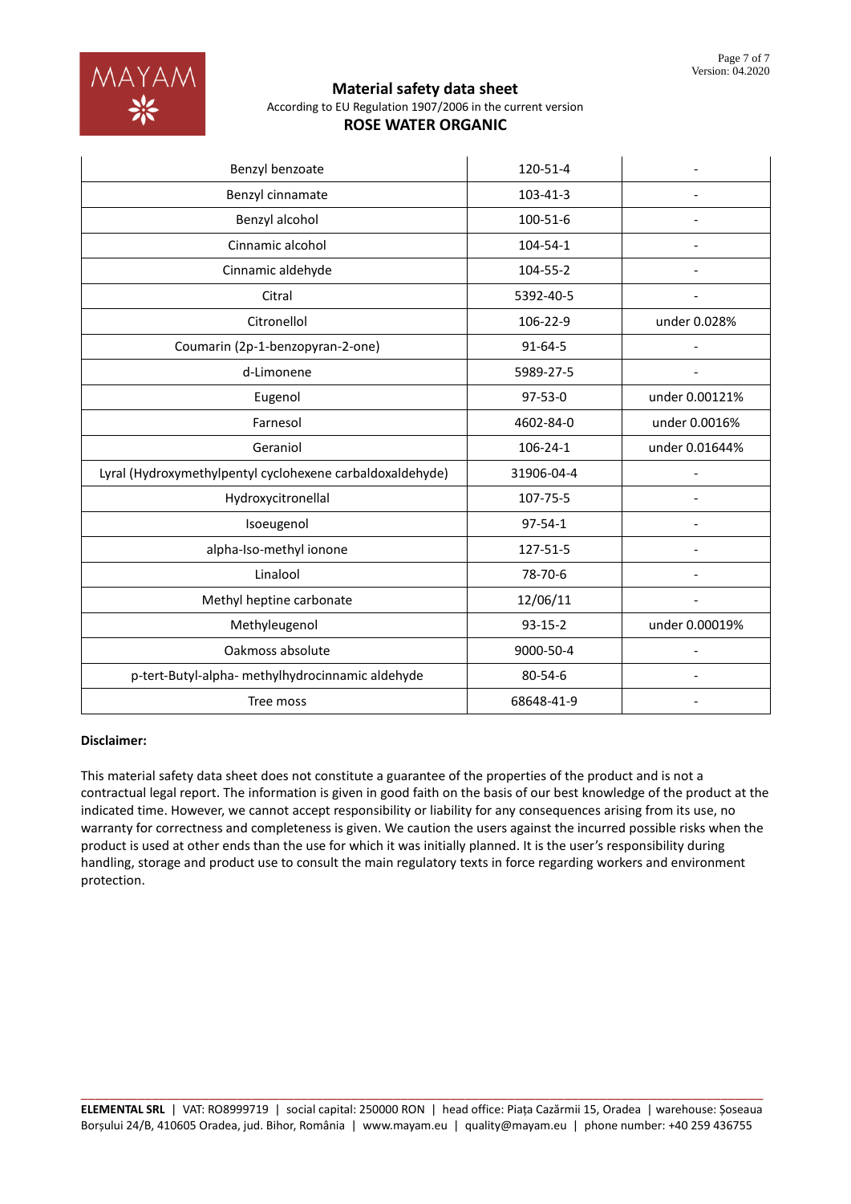| | | |
|---|---|---|
| Benzyl benzoate | 120-51-4 | - |
| Benzyl cinnamate | 103-41-3 | - |
| Benzyl alcohol | 100-51-6 | - |
| Cinnamic alcohol | 104-54-1 | - |
| Cinnamic aldehyde | 104-55-2 | - |
| Citral | 5392-40-5 | - |
| Citronellol | 106-22-9 | under 0.028% |
| Coumarin (2p-1-benzopyran-2-one) | 91-64-5 | - |
| d-Limonene | 5989-27-5 | - |
| Eugenol | 97-53-0 | under 0.00121% |
| Farnesol | 4602-84-0 | under 0.0016% |
| Geraniol | 106-24-1 | under 0.01644% |
| Lyral (Hydroxymethylpentyl cyclohexene carbaldoxaldehyde) | 31906-04-4 | - |
| Hydroxycitronellal | 107-75-5 | - |
| Isoeugenol | 97-54-1 | - |
| alpha-Iso-methyl ionone | 127-51-5 | - |
| Linalool | 78-70-6 | - |
| Methyl heptine carbonate | 12/06/11 | - |
| Methyleugenol | 93-15-2 | under 0.00019% |
| Oakmoss absolute | 9000-50-4 | - |
| p-tert-Butyl-alpha- methylhydrocinnamic aldehyde | 80-54-6 | - |
| Tree moss | 68648-41-9 | - |

**Disclaimer:**

This material safety data sheet does not constitute a guarantee of the properties of the product and is not a contractual legal report. The information is given in good faith on the basis of our best knowledge of the product at the indicated time. However, we cannot accept responsibility or liability for any consequences arising from its use, no warranty for correctness and completeness is given. We caution the users against the incurred possible risks when the product is used at other ends than the use for which it was initially planned. It is the user's responsibility during handling, storage and product use to consult the main regulatory texts in force regarding workers and environment protection.